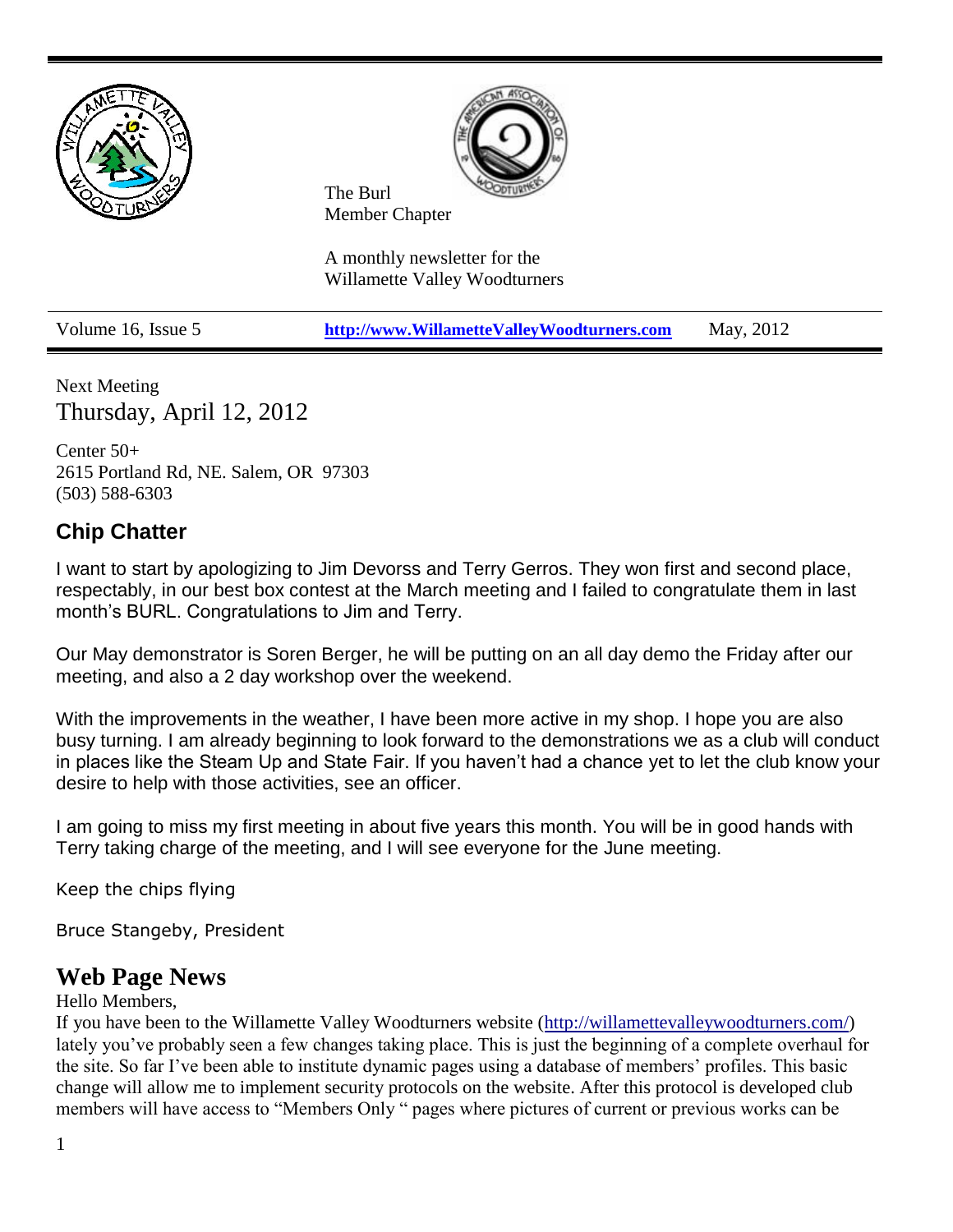The Burl
Member Chapter

A monthly newsletter for the
Willamette Valley Woodturners

| Volume 16, Issue 5 | **http://www.WillametteValleyWoodturners.com** | May, 2012 |
|---|---|---|

Next Meeting
Thursday, April 12, 2012

Center 50+
2615 Portland Rd, NE. Salem, OR 97303
(503) 588-6303

## Chip Chatter

I want to start by apologizing to Jim Devorss and Terry Gerros. They won first and second place, respectably, in our best box contest at the March meeting and I failed to congratulate them in last month's BURL. Congratulations to Jim and Terry.

Our May demonstrator is Soren Berger, he will be putting on an all day demo the Friday after our meeting, and also a 2 day workshop over the weekend.

With the improvements in the weather, I have been more active in my shop. I hope you are also busy turning. I am already beginning to look forward to the demonstrations we as a club will conduct in places like the Steam Up and State Fair. If you haven't had a chance yet to let the club know your desire to help with those activities, see an officer.

I am going to miss my first meeting in about five years this month. You will be in good hands with Terry taking charge of the meeting, and I will see everyone for the June meeting.

Keep the chips flying

Bruce Stangeby, President

## Web Page News

Hello Members,
If you have been to the Willamette Valley Woodturners website (http://willamettevalleywoodturners.com/) lately you've probably seen a few changes taking place. This is just the beginning of a complete overhaul for the site. So far I've been able to institute dynamic pages using a database of members' profiles. This basic change will allow me to implement security protocols on the website. After this protocol is developed club members will have access to "Members Only " pages where pictures of current or previous works can be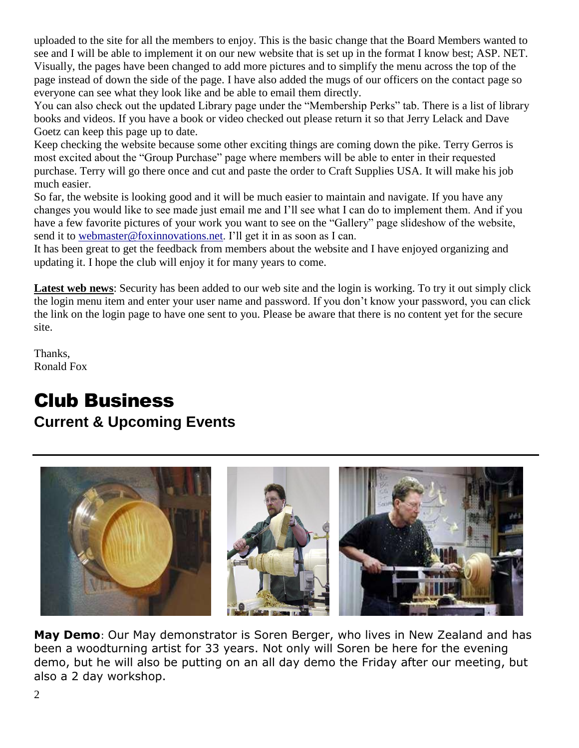uploaded to the site for all the members to enjoy. This is the basic change that the Board Members wanted to see and I will be able to implement it on our new website that is set up in the format I know best; ASP. NET. Visually, the pages have been changed to add more pictures and to simplify the menu across the top of the page instead of down the side of the page. I have also added the mugs of our officers on the contact page so everyone can see what they look like and be able to email them directly.

You can also check out the updated Library page under the "Membership Perks" tab. There is a list of library books and videos. If you have a book or video checked out please return it so that Jerry Lelack and Dave Goetz can keep this page up to date.

Keep checking the website because some other exciting things are coming down the pike. Terry Gerros is most excited about the "Group Purchase" page where members will be able to enter in their requested purchase. Terry will go there once and cut and paste the order to Craft Supplies USA. It will make his job much easier.

So far, the website is looking good and it will be much easier to maintain and navigate. If you have any changes you would like to see made just email me and I'll see what I can do to implement them. And if you have a few favorite pictures of your work you want to see on the "Gallery" page slideshow of the website, send it to webmaster@foxinnovations.net. I'll get it in as soon as I can.

It has been great to get the feedback from members about the website and I have enjoyed organizing and updating it. I hope the club will enjoy it for many years to come.

**Latest web news**: Security has been added to our web site and the login is working. To try it out simply click the login menu item and enter your user name and password. If you don't know your password, you can click the link on the login page to have one sent to you. Please be aware that there is no content yet for the secure site.

Thanks,
Ronald Fox

# Club Business

## Current & Upcoming Events

**May Demo**: Our May demonstrator is Soren Berger, who lives in New Zealand and has been a woodturning artist for 33 years. Not only will Soren be here for the evening demo, but he will also be putting on an all day demo the Friday after our meeting, but also a 2 day workshop.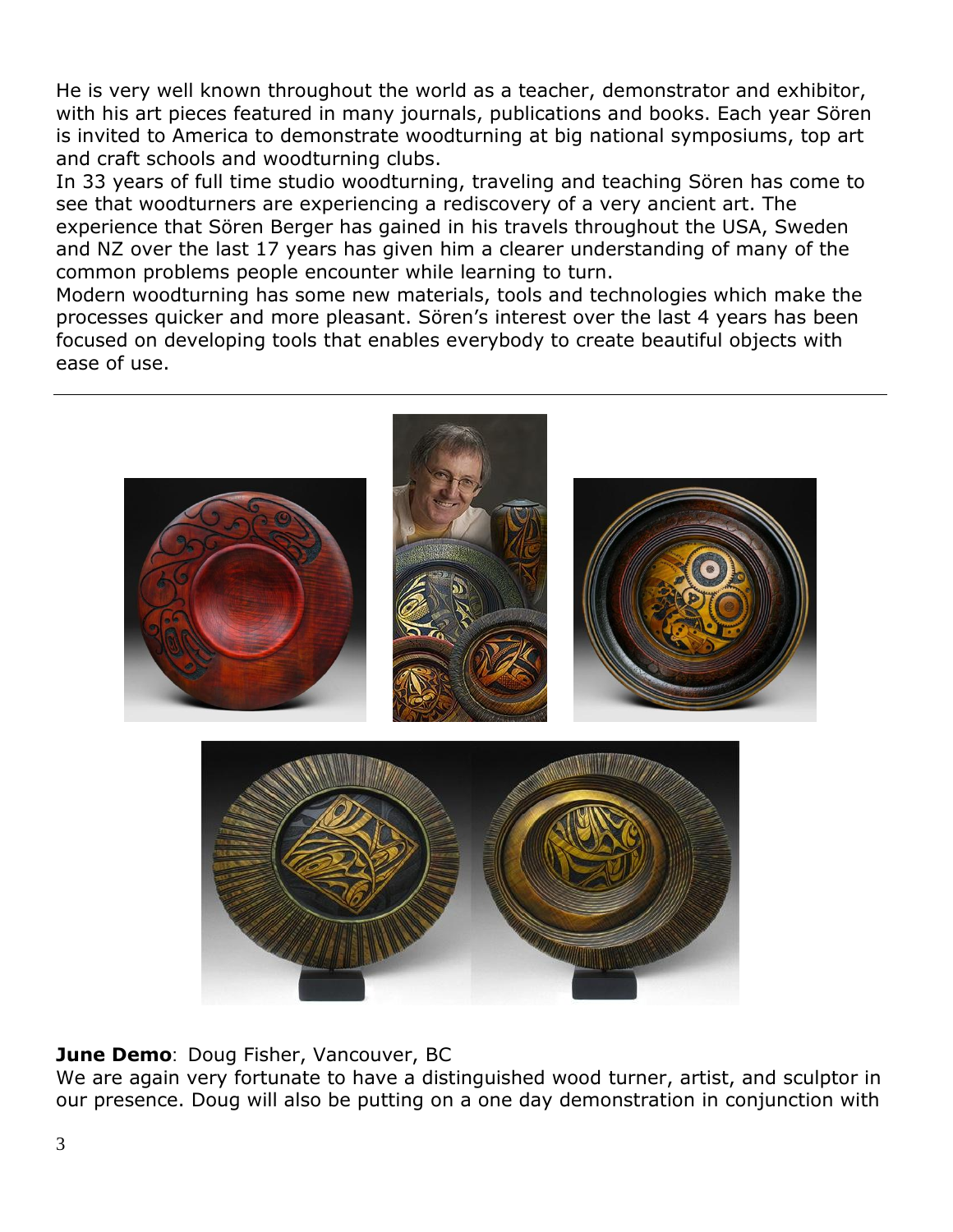He is very well known throughout the world as a teacher, demonstrator and exhibitor, with his art pieces featured in many journals, publications and books. Each year Sören is invited to America to demonstrate woodturning at big national symposiums, top art and craft schools and woodturning clubs.
In 33 years of full time studio woodturning, traveling and teaching Sören has come to see that woodturners are experiencing a rediscovery of a very ancient art. The experience that Sören Berger has gained in his travels throughout the USA, Sweden and NZ over the last 17 years has given him a clearer understanding of many of the common problems people encounter while learning to turn.
Modern woodturning has some new materials, tools and technologies which make the processes quicker and more pleasant. Sören's interest over the last 4 years has been focused on developing tools that enables everybody to create beautiful objects with ease of use.

---

**June Demo**: Doug Fisher, Vancouver, BC
We are again very fortunate to have a distinguished wood turner, artist, and sculptor in our presence. Doug will also be putting on a one day demonstration in conjunction with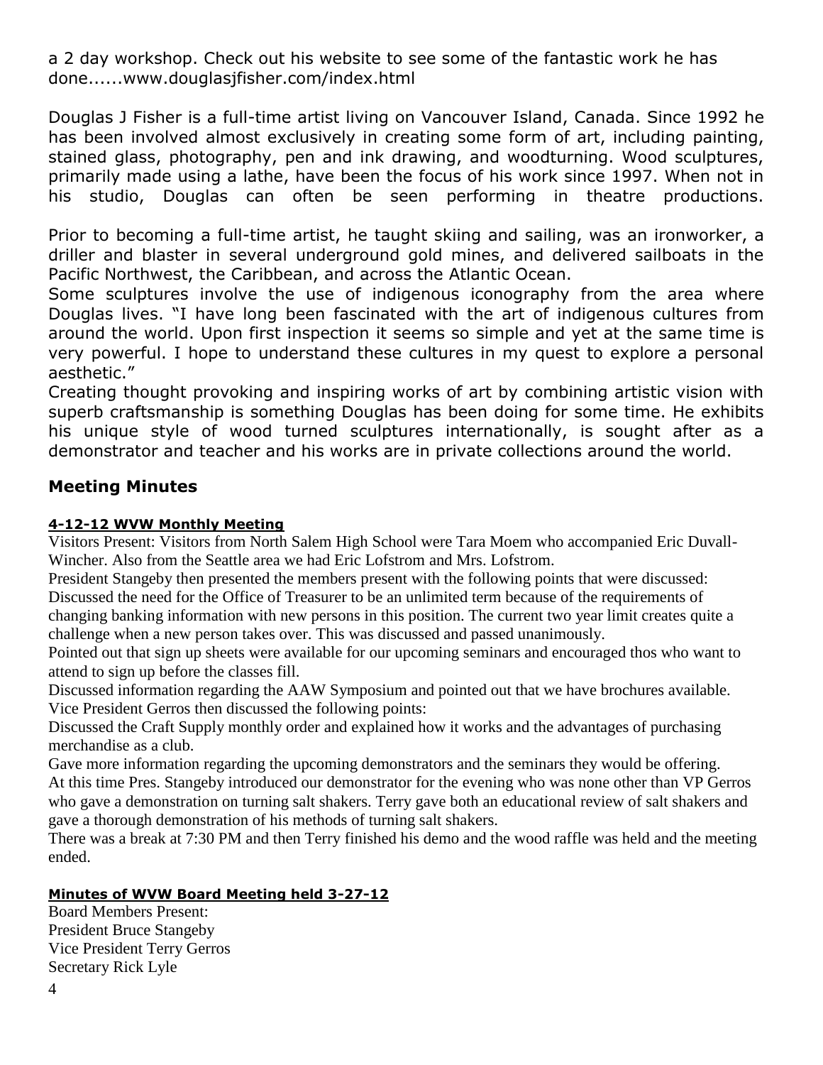a 2 day workshop. Check out his website to see some of the fantastic work he has done......www.douglasjfisher.com/index.html

Douglas J Fisher is a full-time artist living on Vancouver Island, Canada. Since 1992 he has been involved almost exclusively in creating some form of art, including painting, stained glass, photography, pen and ink drawing, and woodturning. Wood sculptures, primarily made using a lathe, have been the focus of his work since 1997. When not in his studio, Douglas can often be seen performing in theatre productions.

Prior to becoming a full-time artist, he taught skiing and sailing, was an ironworker, a driller and blaster in several underground gold mines, and delivered sailboats in the Pacific Northwest, the Caribbean, and across the Atlantic Ocean.

Some sculptures involve the use of indigenous iconography from the area where Douglas lives. "I have long been fascinated with the art of indigenous cultures from around the world. Upon first inspection it seems so simple and yet at the same time is very powerful. I hope to understand these cultures in my quest to explore a personal aesthetic."

Creating thought provoking and inspiring works of art by combining artistic vision with superb craftsmanship is something Douglas has been doing for some time. He exhibits his unique style of wood turned sculptures internationally, is sought after as a demonstrator and teacher and his works are in private collections around the world.

## Meeting Minutes

**4-12-12 WVW Monthly Meeting**

Visitors Present: Visitors from North Salem High School were Tara Moem who accompanied Eric Duvall-Wincher. Also from the Seattle area we had Eric Lofstrom and Mrs. Lofstrom.

President Stangeby then presented the members present with the following points that were discussed:

Discussed the need for the Office of Treasurer to be an unlimited term because of the requirements of changing banking information with new persons in this position. The current two year limit creates quite a challenge when a new person takes over. This was discussed and passed unanimously.

Pointed out that sign up sheets were available for our upcoming seminars and encouraged thos who want to attend to sign up before the classes fill.

Discussed information regarding the AAW Symposium and pointed out that we have brochures available.

Vice President Gerros then discussed the following points:

Discussed the Craft Supply monthly order and explained how it works and the advantages of purchasing merchandise as a club.

Gave more information regarding the upcoming demonstrators and the seminars they would be offering.

At this time Pres. Stangeby introduced our demonstrator for the evening who was none other than VP Gerros who gave a demonstration on turning salt shakers. Terry gave both an educational review of salt shakers and gave a thorough demonstration of his methods of turning salt shakers.

There was a break at 7:30 PM and then Terry finished his demo and the wood raffle was held and the meeting ended.

**Minutes of WVW Board Meeting held 3-27-12**

Board Members Present:
President Bruce Stangeby
Vice President Terry Gerros
Secretary Rick Lyle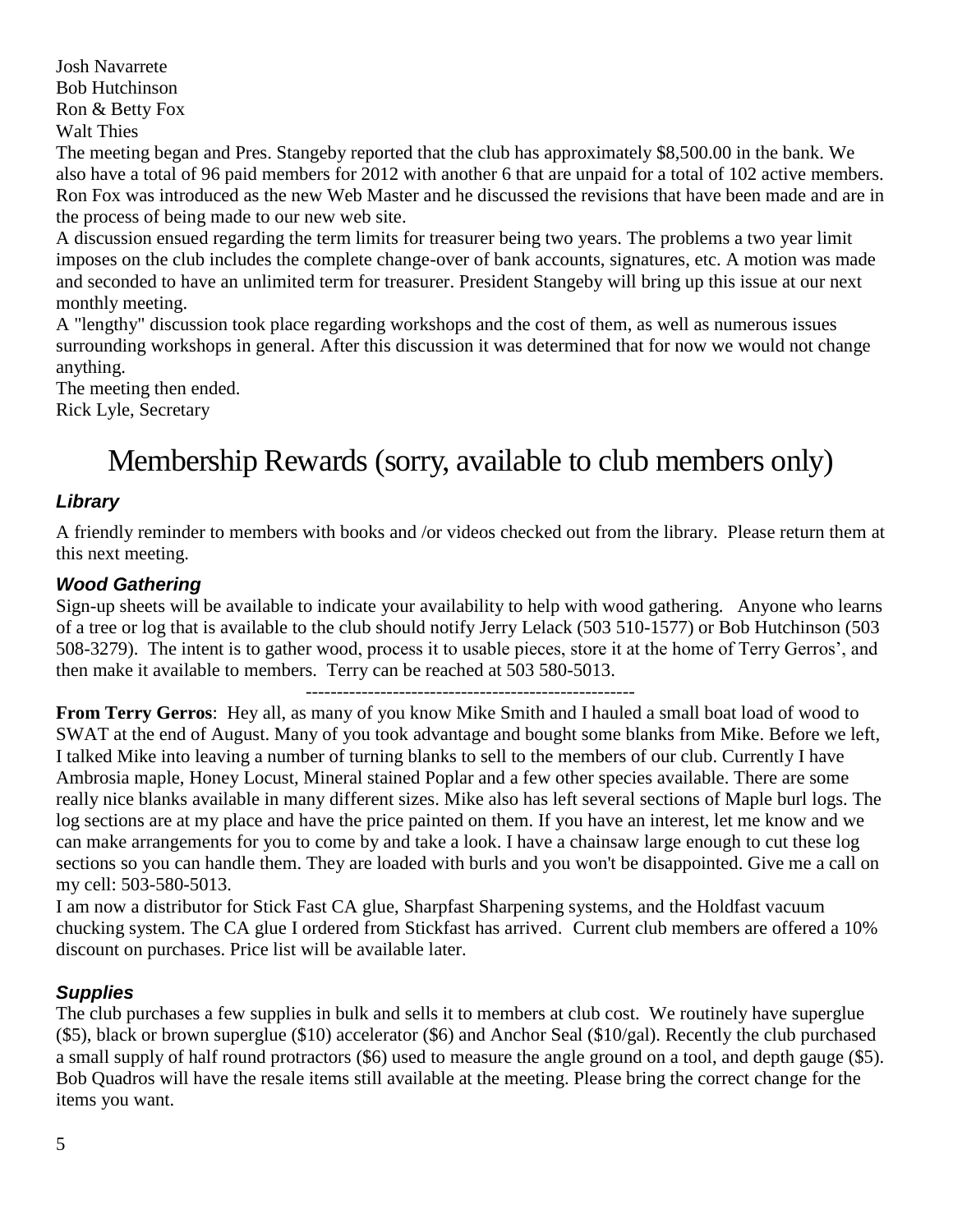Josh Navarrete
Bob Hutchinson
Ron & Betty Fox
Walt Thies

The meeting began and Pres. Stangeby reported that the club has approximately $8,500.00 in the bank. We also have a total of 96 paid members for 2012 with another 6 that are unpaid for a total of 102 active members. Ron Fox was introduced as the new Web Master and he discussed the revisions that have been made and are in the process of being made to our new web site.

A discussion ensued regarding the term limits for treasurer being two years. The problems a two year limit imposes on the club includes the complete change-over of bank accounts, signatures, etc. A motion was made and seconded to have an unlimited term for treasurer. President Stangeby will bring up this issue at our next monthly meeting.

A "lengthy" discussion took place regarding workshops and the cost of them, as well as numerous issues surrounding workshops in general. After this discussion it was determined that for now we would not change anything.

The meeting then ended.

Rick Lyle, Secretary

# Membership Rewards (sorry, available to club members only)

### *Library*

A friendly reminder to members with books and /or videos checked out from the library. Please return them at this next meeting.

### *Wood Gathering*

Sign-up sheets will be available to indicate your availability to help with wood gathering. Anyone who learns of a tree or log that is available to the club should notify Jerry Lelack (503 510-1577) or Bob Hutchinson (503 508-3279). The intent is to gather wood, process it to usable pieces, store it at the home of Terry Gerros', and then make it available to members. Terry can be reached at 503 580-5013.

-----------------------------------------------------

**From Terry Gerros**: Hey all, as many of you know Mike Smith and I hauled a small boat load of wood to SWAT at the end of August. Many of you took advantage and bought some blanks from Mike. Before we left, I talked Mike into leaving a number of turning blanks to sell to the members of our club. Currently I have Ambrosia maple, Honey Locust, Mineral stained Poplar and a few other species available. There are some really nice blanks available in many different sizes. Mike also has left several sections of Maple burl logs. The log sections are at my place and have the price painted on them. If you have an interest, let me know and we can make arrangements for you to come by and take a look. I have a chainsaw large enough to cut these log sections so you can handle them. They are loaded with burls and you won't be disappointed. Give me a call on my cell: 503-580-5013.

I am now a distributor for Stick Fast CA glue, Sharpfast Sharpening systems, and the Holdfast vacuum chucking system. The CA glue I ordered from Stickfast has arrived. Current club members are offered a 10% discount on purchases. Price list will be available later.

### *Supplies*

The club purchases a few supplies in bulk and sells it to members at club cost. We routinely have superglue ($5), black or brown superglue ($10) accelerator ($6) and Anchor Seal ($10/gal). Recently the club purchased a small supply of half round protractors ($6) used to measure the angle ground on a tool, and depth gauge ($5). Bob Quadros will have the resale items still available at the meeting. Please bring the correct change for the items you want.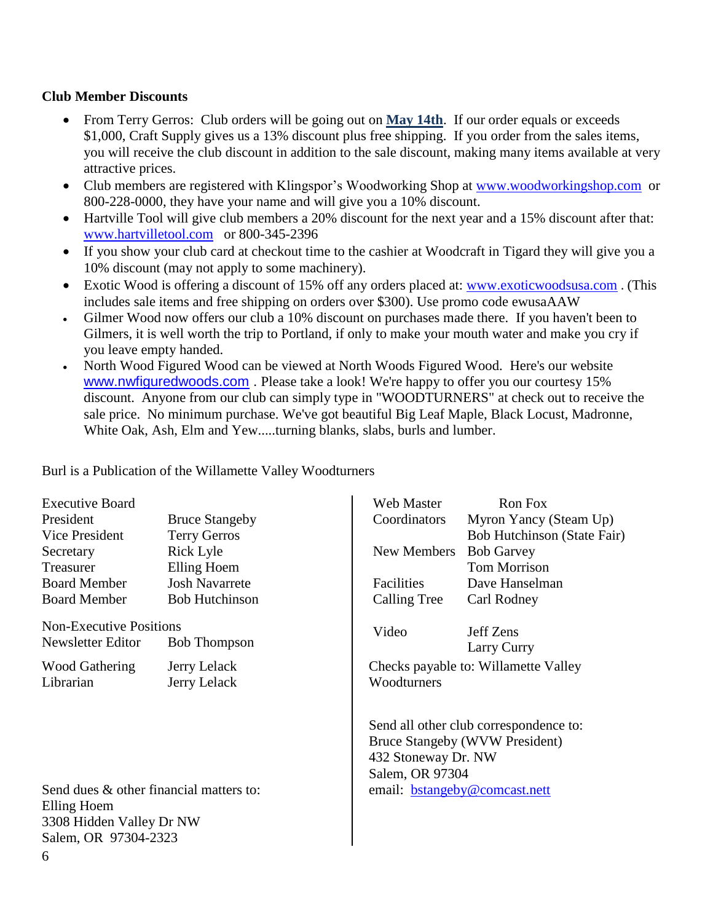**Club Member Discounts**

- From Terry Gerros: Club orders will be going out on **May 14th**. If our order equals or exceeds $1,000, Craft Supply gives us a 13% discount plus free shipping. If you order from the sales items, you will receive the club discount in addition to the sale discount, making many items available at very attractive prices.
- Club members are registered with Klingspor's Woodworking Shop at www.woodworkingshop.com or 800-228-0000, they have your name and will give you a 10% discount.
- Hartville Tool will give club members a 20% discount for the next year and a 15% discount after that: www.hartvilletool.com or 800-345-2396
- If you show your club card at checkout time to the cashier at Woodcraft in Tigard they will give you a 10% discount (may not apply to some machinery).
- Exotic Wood is offering a discount of 15% off any orders placed at: www.exoticwoodsusa.com . (This includes sale items and free shipping on orders over $300). Use promo code ewusaAAW
- Gilmer Wood now offers our club a 10% discount on purchases made there. If you haven't been to Gilmers, it is well worth the trip to Portland, if only to make your mouth water and make you cry if you leave empty handed.
- North Wood Figured Wood can be viewed at North Woods Figured Wood. Here's our website www.nwfiguredwoods.com . Please take a look! We're happy to offer you our courtesy 15% discount. Anyone from our club can simply type in "WOODTURNERS" at check out to receive the sale price. No minimum purchase. We've got beautiful Big Leaf Maple, Black Locust, Madronne, White Oak, Ash, Elm and Yew.....turning blanks, slabs, burls and lumber.

Burl is a Publication of the Willamette Valley Woodturners

| | |
|---|---|
| **Executive Board** | |
| President | Bruce Stangeby |
| Vice President | Terry Gerros |
| Secretary | Rick Lyle |
| Treasurer | Elling Hoem |
| Board Member | Josh Navarrete |
| Board Member | Bob Hutchinson |
| **Non-Executive Positions** | |
| Newsletter Editor | Bob Thompson |
| Wood Gathering | Jerry Lelack |
| Librarian | Jerry Lelack |
| Web Master | Ron Fox |
| Coordinators | Myron Yancy (Steam Up) |
| | Bob Hutchinson (State Fair) |
| New Members | Bob Garvey |
| | Tom Morrison |
| Facilities | Dave Hanselman |
| Calling Tree | Carl Rodney |
| Video | Jeff Zens |
| | Larry Curry |

Checks payable to: Willamette Valley Woodturners

Send dues & other financial matters to:
Elling Hoem
3308 Hidden Valley Dr NW
Salem, OR 97304-2323

Send all other club correspondence to:
Bruce Stangeby (WVW President)
432 Stoneway Dr. NW
Salem, OR 97304
email: bstangeby@comcast.nett